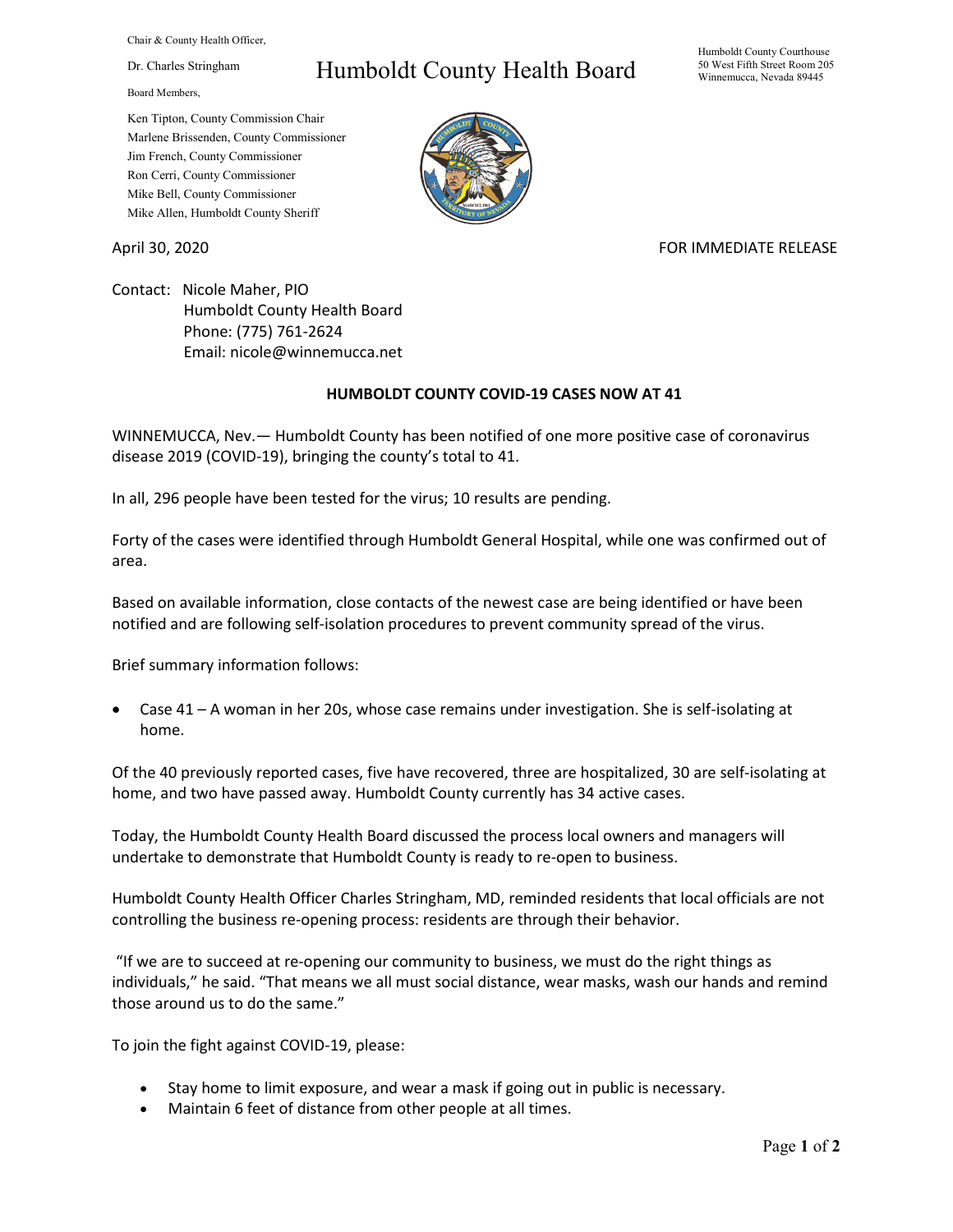Chair & County Health Officer,

Dr. Charles Stringham

# Humboldt County Health Board

Humboldt County Courthouse
50 West Fifth Street Room 205
Winnemucca, Nevada 89445

Board Members,

Ken Tipton, County Commission Chair
Marlene Brissenden, County Commissioner
Jim French, County Commissioner
Ron Cerri, County Commissioner
Mike Bell, County Commissioner
Mike Allen, Humboldt County Sheriff

April 30, 2020

FOR IMMEDIATE RELEASE

Contact: Nicole Maher, PIO
Humboldt County Health Board
Phone: (775) 761-2624
Email: nicole@winnemucca.net

## HUMBOLDT COUNTY COVID-19 CASES NOW AT 41

WINNEMUCCA, Nev.— Humboldt County has been notified of one more positive case of coronavirus disease 2019 (COVID-19), bringing the county's total to 41.

In all, 296 people have been tested for the virus; 10 results are pending.

Forty of the cases were identified through Humboldt General Hospital, while one was confirmed out of area.

Based on available information, close contacts of the newest case are being identified or have been notified and are following self-isolation procedures to prevent community spread of the virus.

Brief summary information follows:

- Case 41 – A woman in her 20s, whose case remains under investigation. She is self-isolating at home.

Of the 40 previously reported cases, five have recovered, three are hospitalized, 30 are self-isolating at home, and two have passed away. Humboldt County currently has 34 active cases.

Today, the Humboldt County Health Board discussed the process local owners and managers will undertake to demonstrate that Humboldt County is ready to re-open to business.

Humboldt County Health Officer Charles Stringham, MD, reminded residents that local officials are not controlling the business re-opening process: residents are through their behavior.

"If we are to succeed at re-opening our community to business, we must do the right things as individuals," he said. "That means we all must social distance, wear masks, wash our hands and remind those around us to do the same."

To join the fight against COVID-19, please:

- Stay home to limit exposure, and wear a mask if going out in public is necessary.
- Maintain 6 feet of distance from other people at all times.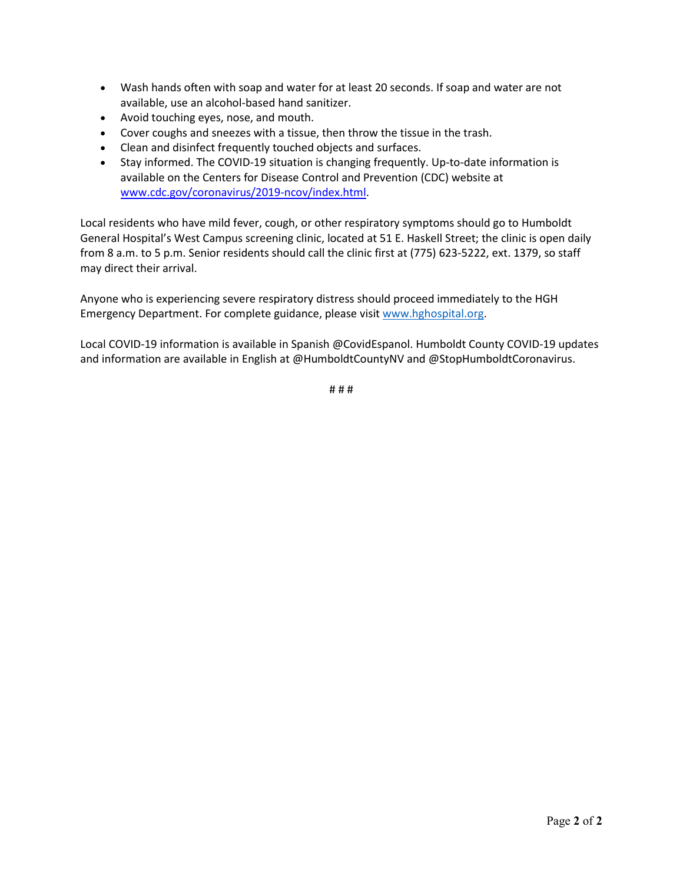- Wash hands often with soap and water for at least 20 seconds. If soap and water are not available, use an alcohol-based hand sanitizer.
- Avoid touching eyes, nose, and mouth.
- Cover coughs and sneezes with a tissue, then throw the tissue in the trash.
- Clean and disinfect frequently touched objects and surfaces.
- Stay informed. The COVID-19 situation is changing frequently. Up-to-date information is available on the Centers for Disease Control and Prevention (CDC) website at [www.cdc.gov/coronavirus/2019-ncov/index.html](www.cdc.gov/coronavirus/2019-ncov/index.html).

Local residents who have mild fever, cough, or other respiratory symptoms should go to Humboldt General Hospital's West Campus screening clinic, located at 51 E. Haskell Street; the clinic is open daily from 8 a.m. to 5 p.m. Senior residents should call the clinic first at (775) 623-5222, ext. 1379, so staff may direct their arrival.

Anyone who is experiencing severe respiratory distress should proceed immediately to the HGH Emergency Department. For complete guidance, please visit [www.hghospital.org](www.hghospital.org).

Local COVID-19 information is available in Spanish @CovidEspanol. Humboldt County COVID-19 updates and information are available in English at @HumboldtCountyNV and @StopHumboldtCoronavirus.

# # #